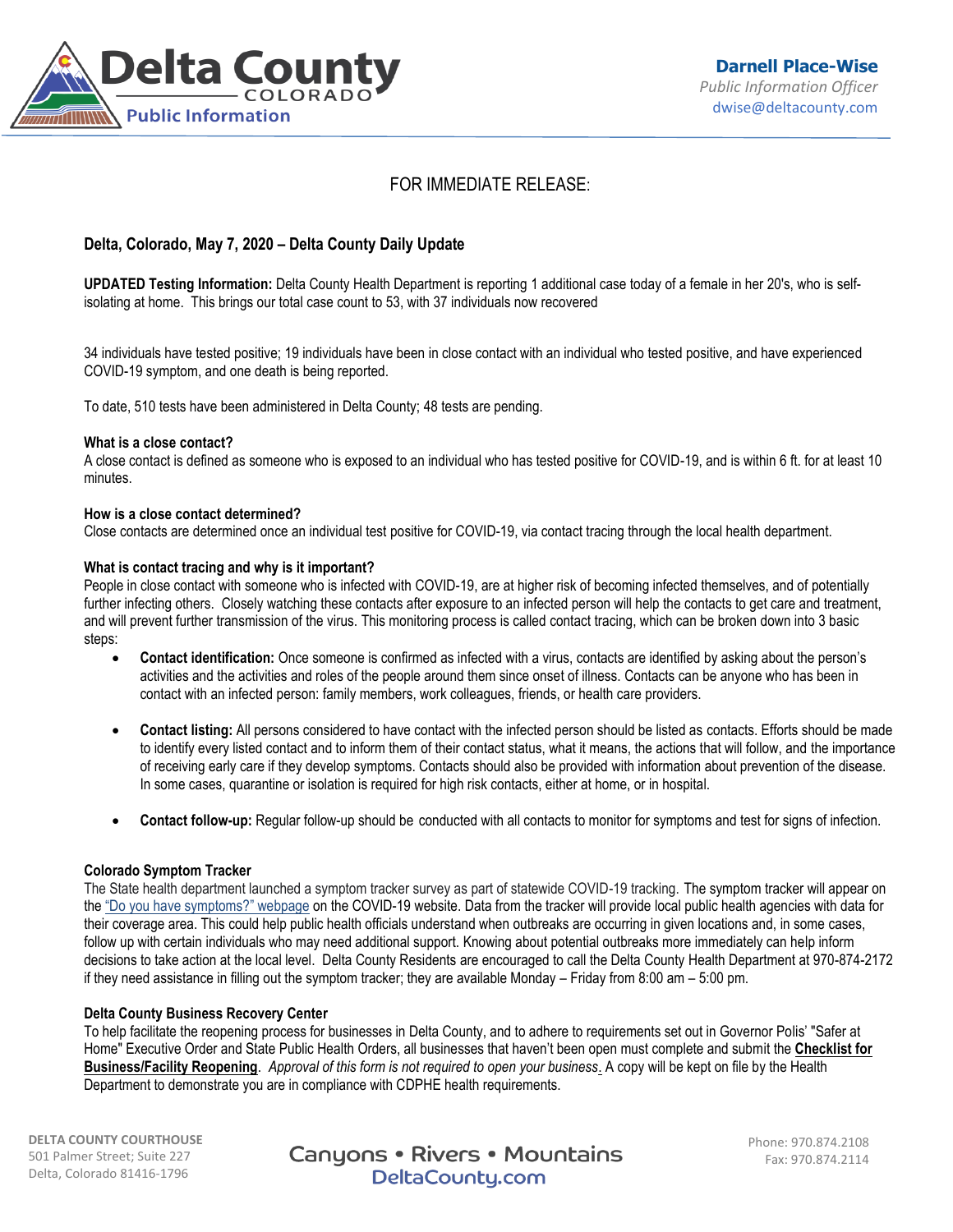Delta County COLORADO Public Information

**Darnell Place-Wise**
*Public Information Officer*
dwise@deltacounty.com

FOR IMMEDIATE RELEASE:

## Delta, Colorado, May 7, 2020 – Delta County Daily Update

**UPDATED Testing Information:** Delta County Health Department is reporting 1 additional case today of a female in her 20's, who is self-isolating at home. This brings our total case count to 53, with 37 individuals now recovered

34 individuals have tested positive; 19 individuals have been in close contact with an individual who tested positive, and have experienced COVID-19 symptom, and one death is being reported.

To date, 510 tests have been administered in Delta County; 48 tests are pending.

### What is a close contact?

A close contact is defined as someone who is exposed to an individual who has tested positive for COVID-19, and is within 6 ft. for at least 10 minutes.

### How is a close contact determined?

Close contacts are determined once an individual test positive for COVID-19, via contact tracing through the local health department.

### What is contact tracing and why is it important?

People in close contact with someone who is infected with COVID-19, are at higher risk of becoming infected themselves, and of potentially further infecting others. Closely watching these contacts after exposure to an infected person will help the contacts to get care and treatment, and will prevent further transmission of the virus. This monitoring process is called contact tracing, which can be broken down into 3 basic steps:

- **Contact identification:** Once someone is confirmed as infected with a virus, contacts are identified by asking about the person's activities and the activities and roles of the people around them since onset of illness. Contacts can be anyone who has been in contact with an infected person: family members, work colleagues, friends, or health care providers.
- **Contact listing:** All persons considered to have contact with the infected person should be listed as contacts. Efforts should be made to identify every listed contact and to inform them of their contact status, what it means, the actions that will follow, and the importance of receiving early care if they develop symptoms. Contacts should also be provided with information about prevention of the disease. In some cases, quarantine or isolation is required for high risk contacts, either at home, or in hospital.
- **Contact follow-up:** Regular follow-up should be conducted with all contacts to monitor for symptoms and test for signs of infection.

### Colorado Symptom Tracker

The State health department launched a symptom tracker survey as part of statewide COVID-19 tracking. The symptom tracker will appear on the "Do you have symptoms?" webpage on the COVID-19 website. Data from the tracker will provide local public health agencies with data for their coverage area. This could help public health officials understand when outbreaks are occurring in given locations and, in some cases, follow up with certain individuals who may need additional support. Knowing about potential outbreaks more immediately can help inform decisions to take action at the local level. Delta County Residents are encouraged to call the Delta County Health Department at 970-874-2172 if they need assistance in filling out the symptom tracker; they are available Monday – Friday from 8:00 am – 5:00 pm.

### Delta County Business Recovery Center

To help facilitate the reopening process for businesses in Delta County, and to adhere to requirements set out in Governor Polis' "Safer at Home" Executive Order and State Public Health Orders, all businesses that haven't been open must complete and submit the **Checklist for Business/Facility Reopening**. *Approval of this form is not required to open your business*. A copy will be kept on file by the Health Department to demonstrate you are in compliance with CDPHE health requirements.

DELTA COUNTY COURTHOUSE
501 Palmer Street; Suite 227
Delta, Colorado 81416-1796

Canyons • Rivers • Mountains
DeltaCounty.com

Phone: 970.874.2108
Fax: 970.874.2114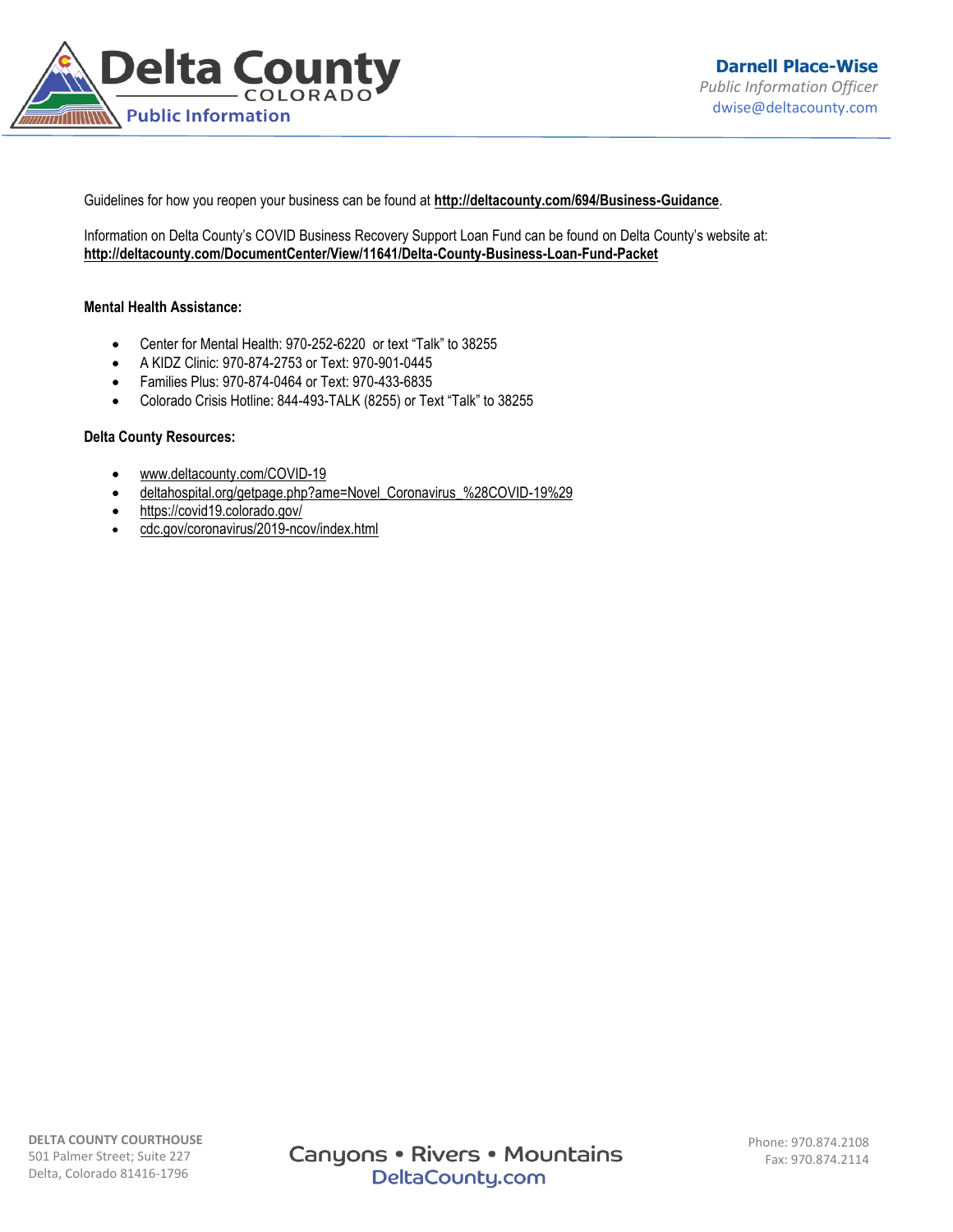Guidelines for how you reopen your business can be found at **http://deltacounty.com/694/Business-Guidance**.

Information on Delta County's COVID Business Recovery Support Loan Fund can be found on Delta County's website at: **http://deltacounty.com/DocumentCenter/View/11641/Delta-County-Business-Loan-Fund-Packet**

**Mental Health Assistance:**

- Center for Mental Health: 970-252-6220 or text "Talk" to 38255
- A KIDZ Clinic: 970-874-2753 or Text: 970-901-0445
- Families Plus: 970-874-0464 or Text: 970-433-6835
- Colorado Crisis Hotline: 844-493-TALK (8255) or Text "Talk" to 38255

**Delta County Resources:**

- www.deltacounty.com/COVID-19
- deltahospital.org/getpage.php?ame=Novel_Coronavirus_%28COVID-19%29
- https://covid19.colorado.gov/
- cdc.gov/coronavirus/2019-ncov/index.html